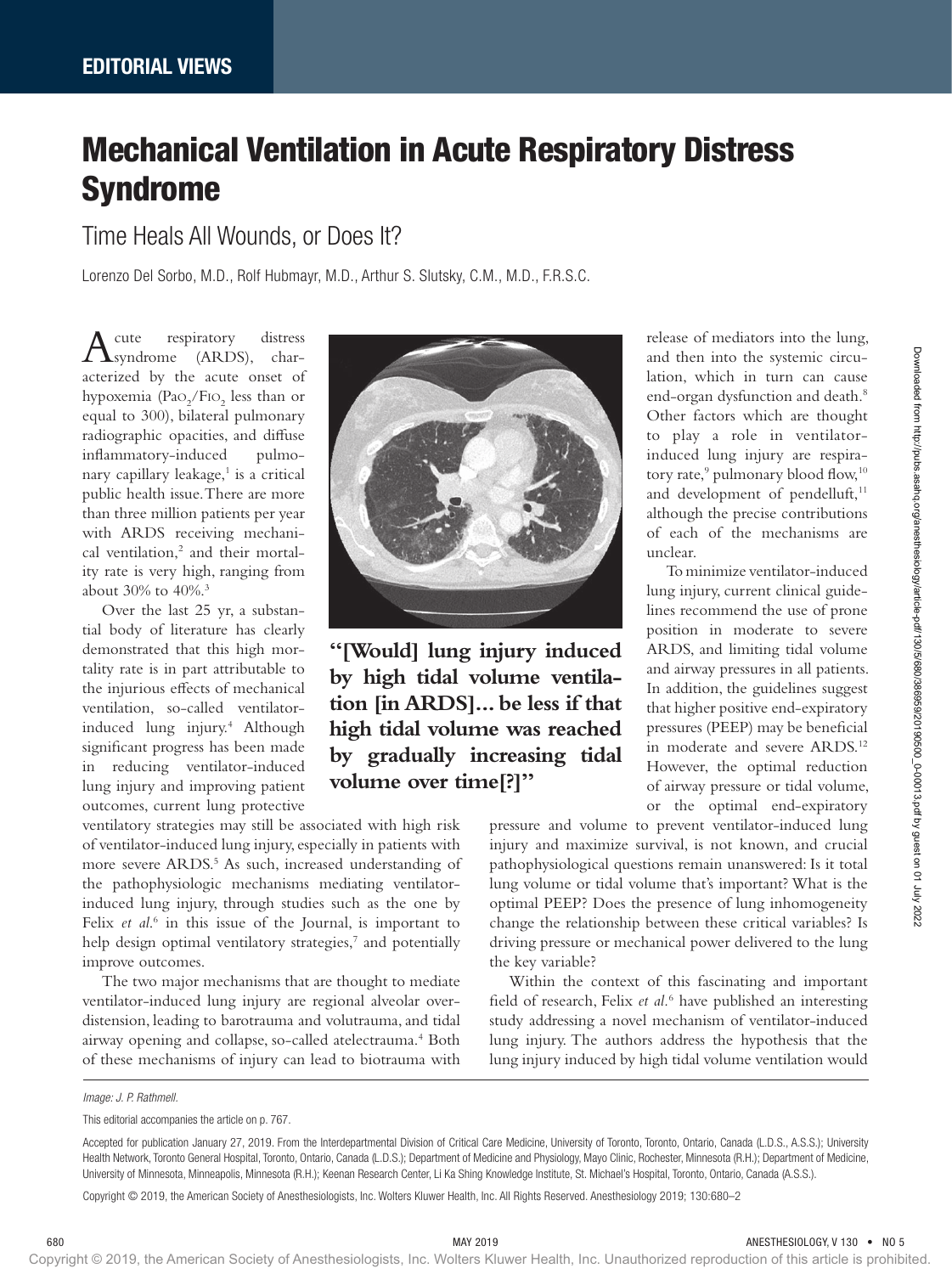EDITORIAL VIEWS

# Mechanical Ventilation in Acute Respiratory Distress Syndrome

## Time Heals All Wounds, or Does It?

Lorenzo Del Sorbo, M.D., Rolf Hubmayr, M.D., Arthur S. Slutsky, C.M., M.D., F.R.S.C.

Acute respiratory distress syndrome (ARDS), characterized by the acute onset of hypoxemia ($Pa_{O_2}/F_{IO_2}$ less than or equal to 300), bilateral pulmonary radiographic opacities, and diffuse inflammatory-induced pulmonary capillary leakage,[1] is a critical public health issue. There are more than three million patients per year with ARDS receiving mechanical ventilation,[2] and their mortality rate is very high, ranging from about 30% to 40%.[3]

Over the last 25 yr, a substantial body of literature has clearly demonstrated that this high mortality rate is in part attributable to the injurious effects of mechanical ventilation, so-called ventilator-induced lung injury.[4] Although significant progress has been made in reducing ventilator-induced lung injury and improving patient outcomes, current lung protective ventilatory strategies may still be associated with high risk of ventilator-induced lung injury, especially in patients with more severe ARDS.[5] As such, increased understanding of the pathophysiologic mechanisms mediating ventilator-induced lung injury, through studies such as the one by Felix *et al.*[6] in this issue of the Journal, is important to help design optimal ventilatory strategies,[7] and potentially improve outcomes.

**"[Would] lung injury induced by high tidal volume ventilation [in ARDS]... be less if that high tidal volume was reached by gradually increasing tidal volume over time[?]"**

The two major mechanisms that are thought to mediate ventilator-induced lung injury are regional alveolar overdistension, leading to barotrauma and volutrauma, and tidal airway opening and collapse, so-called atelectrauma.[4] Both of these mechanisms of injury can lead to biotrauma with release of mediators into the lung, and then into the systemic circulation, which in turn can cause end-organ dysfunction and death.[8] Other factors which are thought to play a role in ventilator-induced lung injury are respiratory rate,[9] pulmonary blood flow,[10] and development of pendelluft,[11] although the precise contributions of each of the mechanisms are unclear.

To minimize ventilator-induced lung injury, current clinical guidelines recommend the use of prone position in moderate to severe ARDS, and limiting tidal volume and airway pressures in all patients. In addition, the guidelines suggest that higher positive end-expiratory pressures (PEEP) may be beneficial in moderate and severe ARDS.[12] However, the optimal reduction of airway pressure or tidal volume, or the optimal end-expiratory pressure and volume to prevent ventilator-induced lung injury and maximize survival, is not known, and crucial pathophysiological questions remain unanswered: Is it total lung volume or tidal volume that's important? What is the optimal PEEP? Does the presence of lung inhomogeneity change the relationship between these critical variables? Is driving pressure or mechanical power delivered to the lung the key variable?

Within the context of this fascinating and important field of research, Felix *et al.*[6] have published an interesting study addressing a novel mechanism of ventilator-induced lung injury. The authors address the hypothesis that the lung injury induced by high tidal volume ventilation would

*Image: J. P. Rathmell.*

This editorial accompanies the article on p. 767.

Accepted for publication January 27, 2019. From the Interdepartmental Division of Critical Care Medicine, University of Toronto, Toronto, Ontario, Canada (L.D.S., A.S.S.); University Health Network, Toronto General Hospital, Toronto, Ontario, Canada (L.D.S.); Department of Medicine and Physiology, Mayo Clinic, Rochester, Minnesota (R.H.); Department of Medicine, University of Minnesota, Minneapolis, Minnesota (R.H.); Keenan Research Center, Li Ka Shing Knowledge Institute, St. Michael's Hospital, Toronto, Ontario, Canada (A.S.S.).

Copyright © 2019, the American Society of Anesthesiologists, Inc. Wolters Kluwer Health, Inc. All Rights Reserved. Anesthesiology 2019; 130:680–2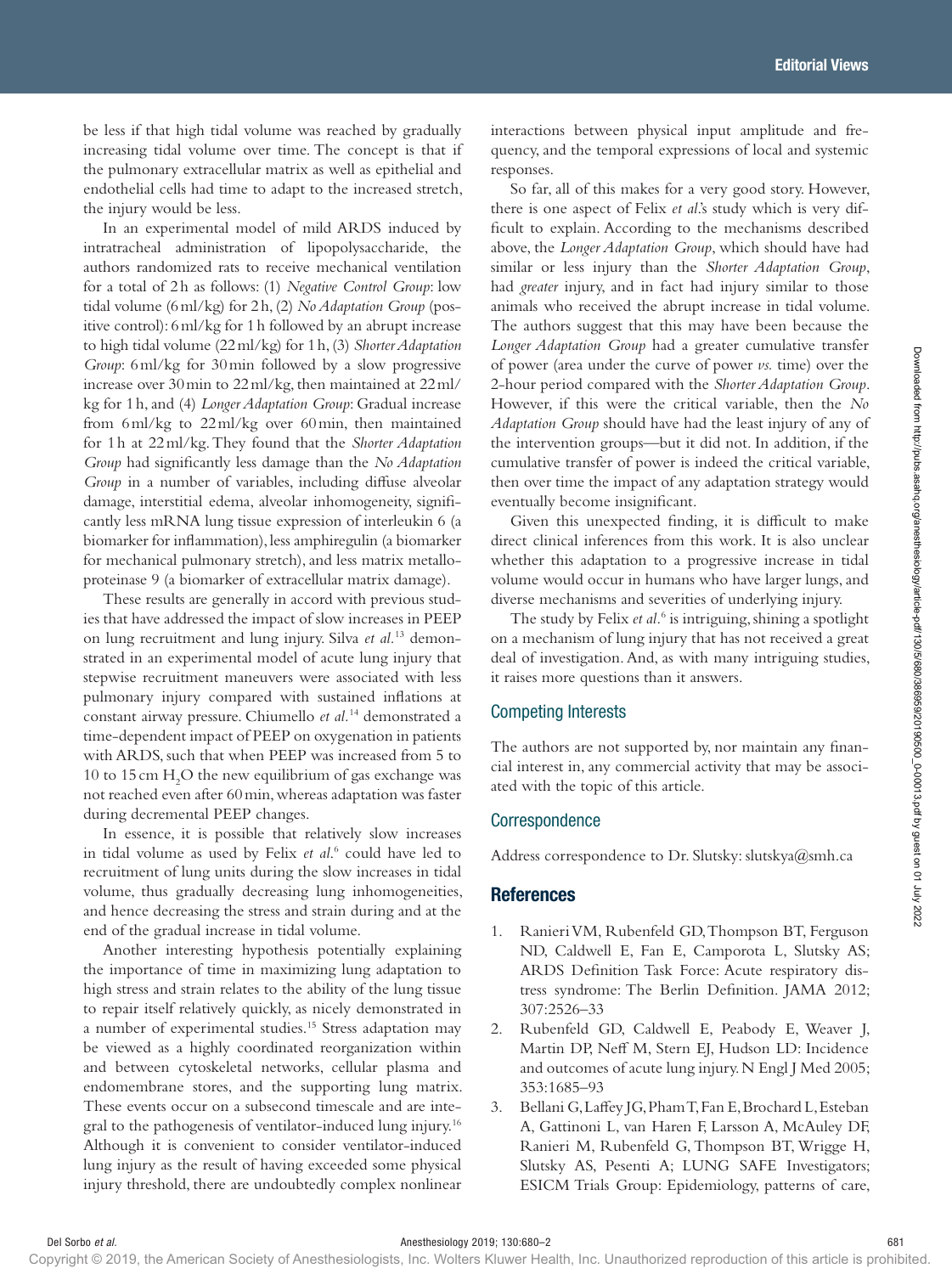be less if that high tidal volume was reached by gradually increasing tidal volume over time. The concept is that if the pulmonary extracellular matrix as well as epithelial and endothelial cells had time to adapt to the increased stretch, the injury would be less.

In an experimental model of mild ARDS induced by intratracheal administration of lipopolysaccharide, the authors randomized rats to receive mechanical ventilation for a total of 2 h as follows: (1) *Negative Control Group*: low tidal volume (6 ml/kg) for 2 h, (2) *No Adaptation Group* (positive control): 6 ml/kg for 1 h followed by an abrupt increase to high tidal volume (22 ml/kg) for 1 h, (3) *Shorter Adaptation Group*: 6 ml/kg for 30 min followed by a slow progressive increase over 30 min to 22 ml/kg, then maintained at 22 ml/kg for 1 h, and (4) *Longer Adaptation Group*: Gradual increase from 6 ml/kg to 22 ml/kg over 60 min, then maintained for 1 h at 22 ml/kg. They found that the *Shorter Adaptation Group* had significantly less damage than the *No Adaptation Group* in a number of variables, including diffuse alveolar damage, interstitial edema, alveolar inhomogeneity, significantly less mRNA lung tissue expression of interleukin 6 (a biomarker for inflammation), less amphiregulin (a biomarker for mechanical pulmonary stretch), and less matrix metalloproteinase 9 (a biomarker of extracellular matrix damage).

These results are generally in accord with previous studies that have addressed the impact of slow increases in PEEP on lung recruitment and lung injury. Silva *et al.*[13] demonstrated in an experimental model of acute lung injury that stepwise recruitment maneuvers were associated with less pulmonary injury compared with sustained inflations at constant airway pressure. Chiumello *et al.*[14] demonstrated a time-dependent impact of PEEP on oxygenation in patients with ARDS, such that when PEEP was increased from 5 to 10 to 15 cm $H_2O$ the new equilibrium of gas exchange was not reached even after 60 min, whereas adaptation was faster during decremental PEEP changes.

In essence, it is possible that relatively slow increases in tidal volume as used by Felix *et al.*[6] could have led to recruitment of lung units during the slow increases in tidal volume, thus gradually decreasing lung inhomogeneities, and hence decreasing the stress and strain during and at the end of the gradual increase in tidal volume.

Another interesting hypothesis potentially explaining the importance of time in maximizing lung adaptation to high stress and strain relates to the ability of the lung tissue to repair itself relatively quickly, as nicely demonstrated in a number of experimental studies.[15] Stress adaptation may be viewed as a highly coordinated reorganization within and between cytoskeletal networks, cellular plasma and endomembrane stores, and the supporting lung matrix. These events occur on a subsecond timescale and are integral to the pathogenesis of ventilator-induced lung injury.[16] Although it is convenient to consider ventilator-induced lung injury as the result of having exceeded some physical injury threshold, there are undoubtedly complex nonlinear interactions between physical input amplitude and frequency, and the temporal expressions of local and systemic responses.

So far, all of this makes for a very good story. However, there is one aspect of Felix *et al.*'s study which is very difficult to explain. According to the mechanisms described above, the *Longer Adaptation Group*, which should have had similar or less injury than the *Shorter Adaptation Group*, had *greater* injury, and in fact had injury similar to those animals who received the abrupt increase in tidal volume. The authors suggest that this may have been because the *Longer Adaptation Group* had a greater cumulative transfer of power (area under the curve of power *vs.* time) over the 2-hour period compared with the *Shorter Adaptation Group*. However, if this were the critical variable, then the *No Adaptation Group* should have had the least injury of any of the intervention groups—but it did not. In addition, if the cumulative transfer of power is indeed the critical variable, then over time the impact of any adaptation strategy would eventually become insignificant.

Given this unexpected finding, it is difficult to make direct clinical inferences from this work. It is also unclear whether this adaptation to a progressive increase in tidal volume would occur in humans who have larger lungs, and diverse mechanisms and severities of underlying injury.

The study by Felix *et al.*[6] is intriguing, shining a spotlight on a mechanism of lung injury that has not received a great deal of investigation. And, as with many intriguing studies, it raises more questions than it answers.

## Competing Interests

The authors are not supported by, nor maintain any financial interest in, any commercial activity that may be associated with the topic of this article.

## Correspondence

Address correspondence to Dr. Slutsky: slutskya@smh.ca

## References

1. Ranieri VM, Rubenfeld GD, Thompson BT, Ferguson ND, Caldwell E, Fan E, Camporota L, Slutsky AS; ARDS Definition Task Force: Acute respiratory distress syndrome: The Berlin Definition. JAMA 2012; 307:2526–33
2. Rubenfeld GD, Caldwell E, Peabody E, Weaver J, Martin DP, Neff M, Stern EJ, Hudson LD: Incidence and outcomes of acute lung injury. N Engl J Med 2005; 353:1685–93
3. Bellani G, Laffey JG, Pham T, Fan E, Brochard L, Esteban A, Gattinoni L, van Haren F, Larsson A, McAuley DF, Ranieri M, Rubenfeld G, Thompson BT, Wrigge H, Slutsky AS, Pesenti A; LUNG SAFE Investigators; ESICM Trials Group: Epidemiology, patterns of care,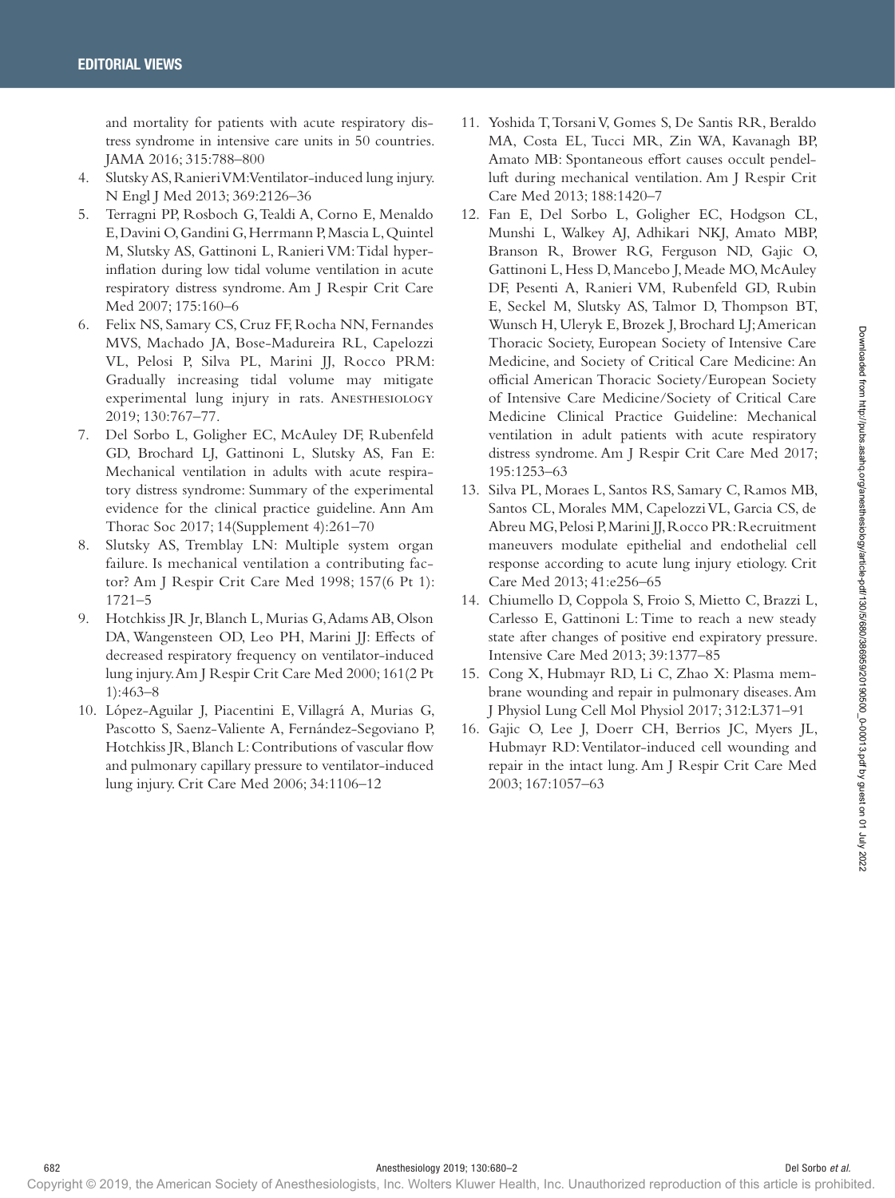and mortality for patients with acute respiratory distress syndrome in intensive care units in 50 countries. JAMA 2016; 315:788–800

4. Slutsky AS, Ranieri VM: Ventilator-induced lung injury. N Engl J Med 2013; 369:2126–36
5. Terragni PP, Rosboch G, Tealdi A, Corno E, Menaldo E, Davini O, Gandini G, Herrmann P, Mascia L, Quintel M, Slutsky AS, Gattinoni L, Ranieri VM: Tidal hyperinflation during low tidal volume ventilation in acute respiratory distress syndrome. Am J Respir Crit Care Med 2007; 175:160–6
6. Felix NS, Samary CS, Cruz FF, Rocha NN, Fernandes MVS, Machado JA, Bose-Madureira RL, Capelozzi VL, Pelosi P, Silva PL, Marini JJ, Rocco PRM: Gradually increasing tidal volume may mitigate experimental lung injury in rats. Anesthesiology 2019; 130:767–77.
7. Del Sorbo L, Goligher EC, McAuley DF, Rubenfeld GD, Brochard LJ, Gattinoni L, Slutsky AS, Fan E: Mechanical ventilation in adults with acute respiratory distress syndrome: Summary of the experimental evidence for the clinical practice guideline. Ann Am Thorac Soc 2017; 14(Supplement 4):261–70
8. Slutsky AS, Tremblay LN: Multiple system organ failure. Is mechanical ventilation a contributing factor? Am J Respir Crit Care Med 1998; 157(6 Pt 1): 1721–5
9. Hotchkiss JR Jr, Blanch L, Murias G, Adams AB, Olson DA, Wangensteen OD, Leo PH, Marini JJ: Effects of decreased respiratory frequency on ventilator-induced lung injury. Am J Respir Crit Care Med 2000; 161(2 Pt 1):463–8
10. López-Aguilar J, Piacentini E, Villagrá A, Murias G, Pascotto S, Saenz-Valiente A, Fernández-Segoviano P, Hotchkiss JR, Blanch L: Contributions of vascular flow and pulmonary capillary pressure to ventilator-induced lung injury. Crit Care Med 2006; 34:1106–12
11. Yoshida T, Torsani V, Gomes S, De Santis RR, Beraldo MA, Costa EL, Tucci MR, Zin WA, Kavanagh BP, Amato MB: Spontaneous effort causes occult pendelluft during mechanical ventilation. Am J Respir Crit Care Med 2013; 188:1420–7
12. Fan E, Del Sorbo L, Goligher EC, Hodgson CL, Munshi L, Walkey AJ, Adhikari NKJ, Amato MBP, Branson R, Brower RG, Ferguson ND, Gajic O, Gattinoni L, Hess D, Mancebo J, Meade MO, McAuley DF, Pesenti A, Ranieri VM, Rubenfeld GD, Rubin E, Seckel M, Slutsky AS, Talmor D, Thompson BT, Wunsch H, Uleryk E, Brozek J, Brochard LJ; American Thoracic Society, European Society of Intensive Care Medicine, and Society of Critical Care Medicine: An official American Thoracic Society/European Society of Intensive Care Medicine/Society of Critical Care Medicine Clinical Practice Guideline: Mechanical ventilation in adult patients with acute respiratory distress syndrome. Am J Respir Crit Care Med 2017; 195:1253–63
13. Silva PL, Moraes L, Santos RS, Samary C, Ramos MB, Santos CL, Morales MM, Capelozzi VL, Garcia CS, de Abreu MG, Pelosi P, Marini JJ, Rocco PR: Recruitment maneuvers modulate epithelial and endothelial cell response according to acute lung injury etiology. Crit Care Med 2013; 41:e256–65
14. Chiumello D, Coppola S, Froio S, Mietto C, Brazzi L, Carlesso E, Gattinoni L: Time to reach a new steady state after changes of positive end expiratory pressure. Intensive Care Med 2013; 39:1377–85
15. Cong X, Hubmayr RD, Li C, Zhao X: Plasma membrane wounding and repair in pulmonary diseases. Am J Physiol Lung Cell Mol Physiol 2017; 312:L371–91
16. Gajic O, Lee J, Doerr CH, Berrios JC, Myers JL, Hubmayr RD: Ventilator-induced cell wounding and repair in the intact lung. Am J Respir Crit Care Med 2003; 167:1057–63